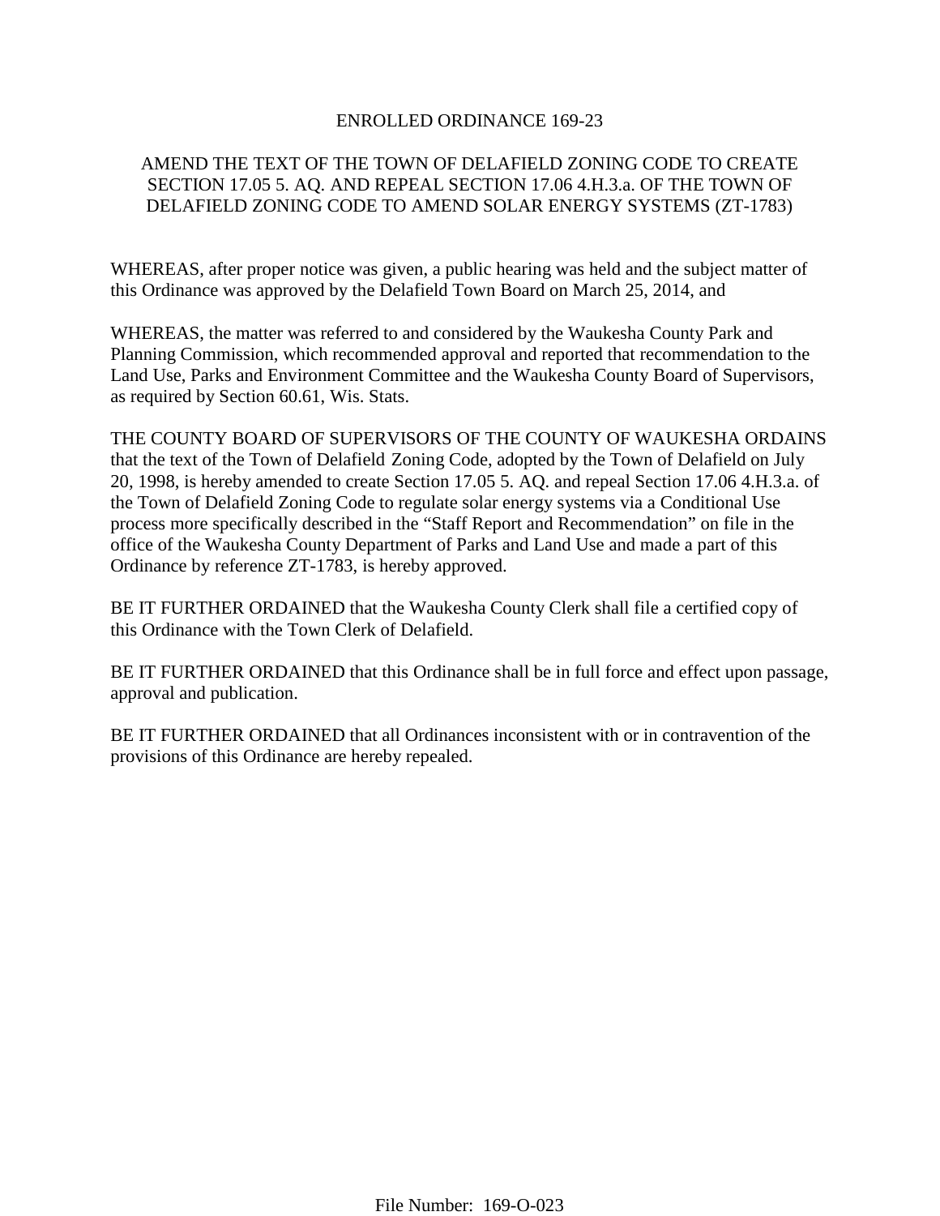# ENROLLED ORDINANCE 169-23

## AMEND THE TEXT OF THE TOWN OF DELAFIELD ZONING CODE TO CREATE SECTION 17.05 5. AQ. AND REPEAL SECTION 17.06 4.H.3.a. OF THE TOWN OF DELAFIELD ZONING CODE TO AMEND SOLAR ENERGY SYSTEMS (ZT-1783)

WHEREAS, after proper notice was given, a public hearing was held and the subject matter of this Ordinance was approved by the Delafield Town Board on March 25, 2014, and

WHEREAS, the matter was referred to and considered by the Waukesha County Park and Planning Commission, which recommended approval and reported that recommendation to the Land Use, Parks and Environment Committee and the Waukesha County Board of Supervisors, as required by Section 60.61, Wis. Stats.

THE COUNTY BOARD OF SUPERVISORS OF THE COUNTY OF WAUKESHA ORDAINS that the text of the Town of Delafield Zoning Code, adopted by the Town of Delafield on July 20, 1998, is hereby amended to create Section 17.05 5. AQ. and repeal Section 17.06 4.H.3.a. of the Town of Delafield Zoning Code to regulate solar energy systems via a Conditional Use process more specifically described in the "Staff Report and Recommendation" on file in the office of the Waukesha County Department of Parks and Land Use and made a part of this Ordinance by reference ZT-1783, is hereby approved.

BE IT FURTHER ORDAINED that the Waukesha County Clerk shall file a certified copy of this Ordinance with the Town Clerk of Delafield.

BE IT FURTHER ORDAINED that this Ordinance shall be in full force and effect upon passage, approval and publication.

BE IT FURTHER ORDAINED that all Ordinances inconsistent with or in contravention of the provisions of this Ordinance are hereby repealed.

File Number: 169-O-023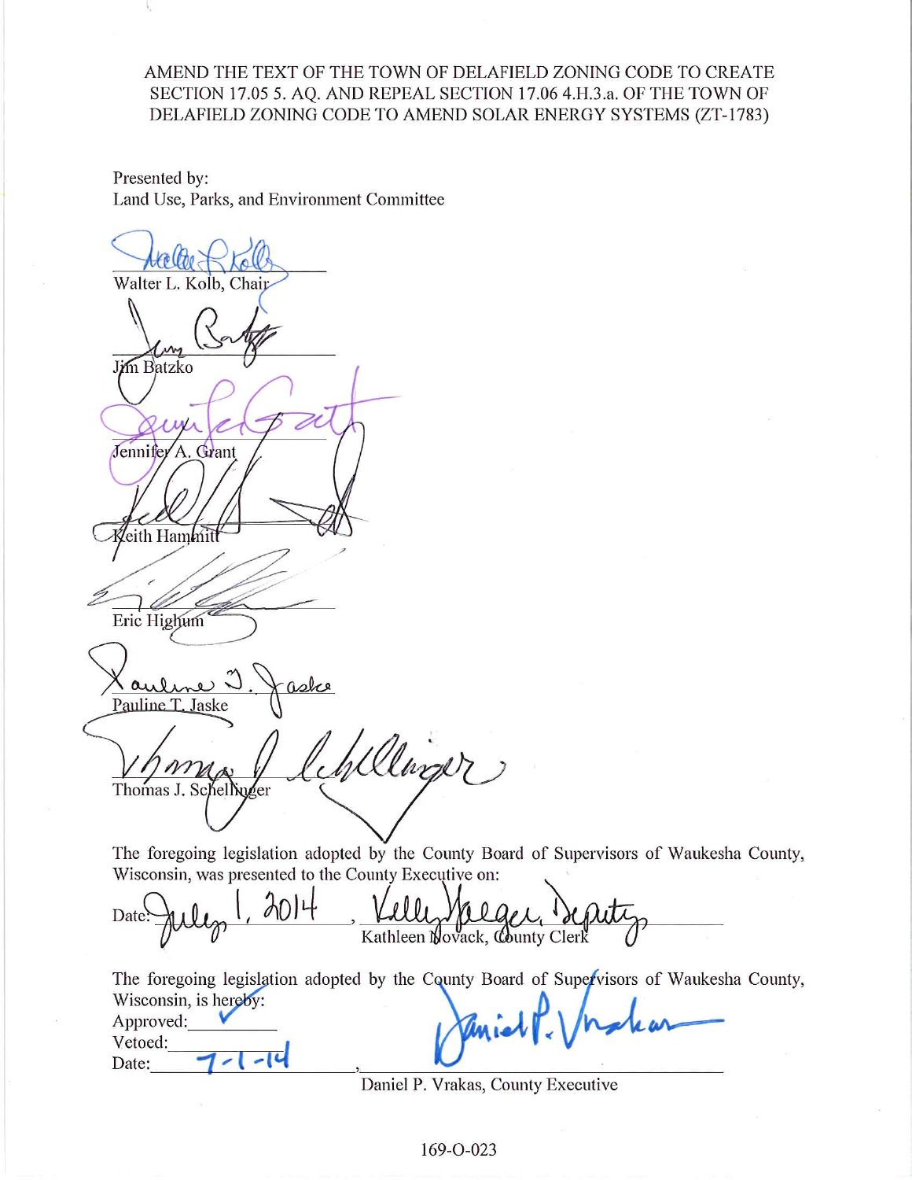AMEND THE TEXT OF THE TOWN OF DELAFIELD ZONING CODE TO CREATE SECTION 17.05 5. AQ. AND REPEAL SECTION 17.06 4.H.3.a. OF THE TOWN OF DELAFIELD ZONING CODE TO AMEND SOLAR ENERGY SYSTEMS (ZT-1783)

Presented by:
Land Use, Parks, and Environment Committee

Walter L. Kolb, Chair

Jim Batzko

Jennifer A. Grant

Keith Hammitt

Eric Highum

Pauline T. Jaske

Thomas J. Schellinger

The foregoing legislation adopted by the County Board of Supervisors of Waukesha County, Wisconsin, was presented to the County Executive on:

Date: July 1, 2014, Kelly Yaeger, Deputy
Kathleen Novack, County Clerk

The foregoing legislation adopted by the County Board of Supervisors of Waukesha County, Wisconsin, is hereby:

Approved: ✓

Vetoed:

Date: 7-1-14,

Daniel P. Vrakas, County Executive

169-O-023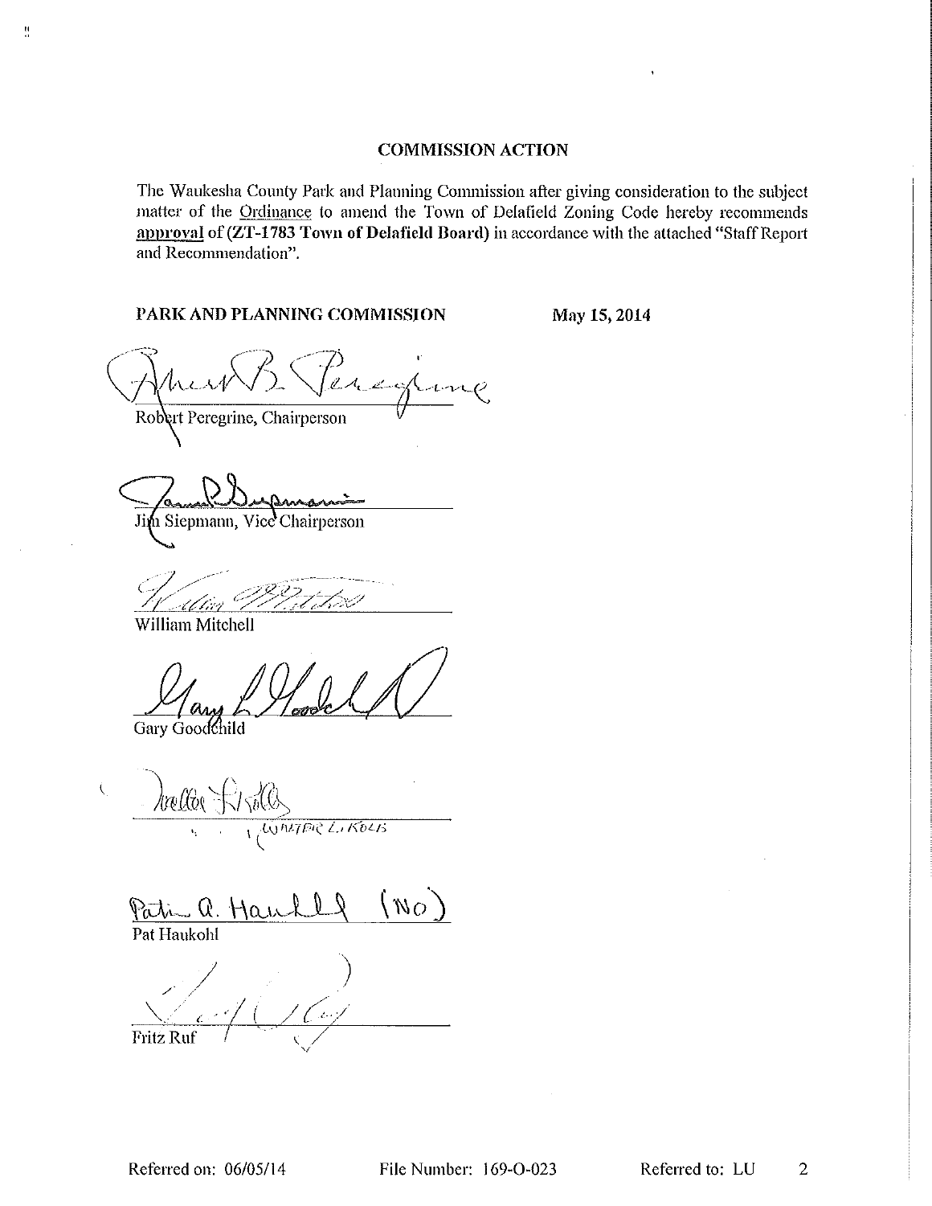## COMMISSION ACTION

The Waukesha County Park and Planning Commission after giving consideration to the subject matter of the Ordinance to amend the Town of Delafield Zoning Code hereby recommends **approval** of **(ZT-1783 Town of Delafield Board)** in accordance with the attached "Staff Report and Recommendation".

**PARK AND PLANNING COMMISSION** **May 15, 2014**

Robert Peregrine, Chairperson

Jim Siepmann, Vice Chairperson

William Mitchell

Gary Goodchild

WALTER L. KOLB

Pat Haukohl (NO)

Fritz Ruf

Referred on: 06/05/14 File Number: 169-O-023 Referred to: LU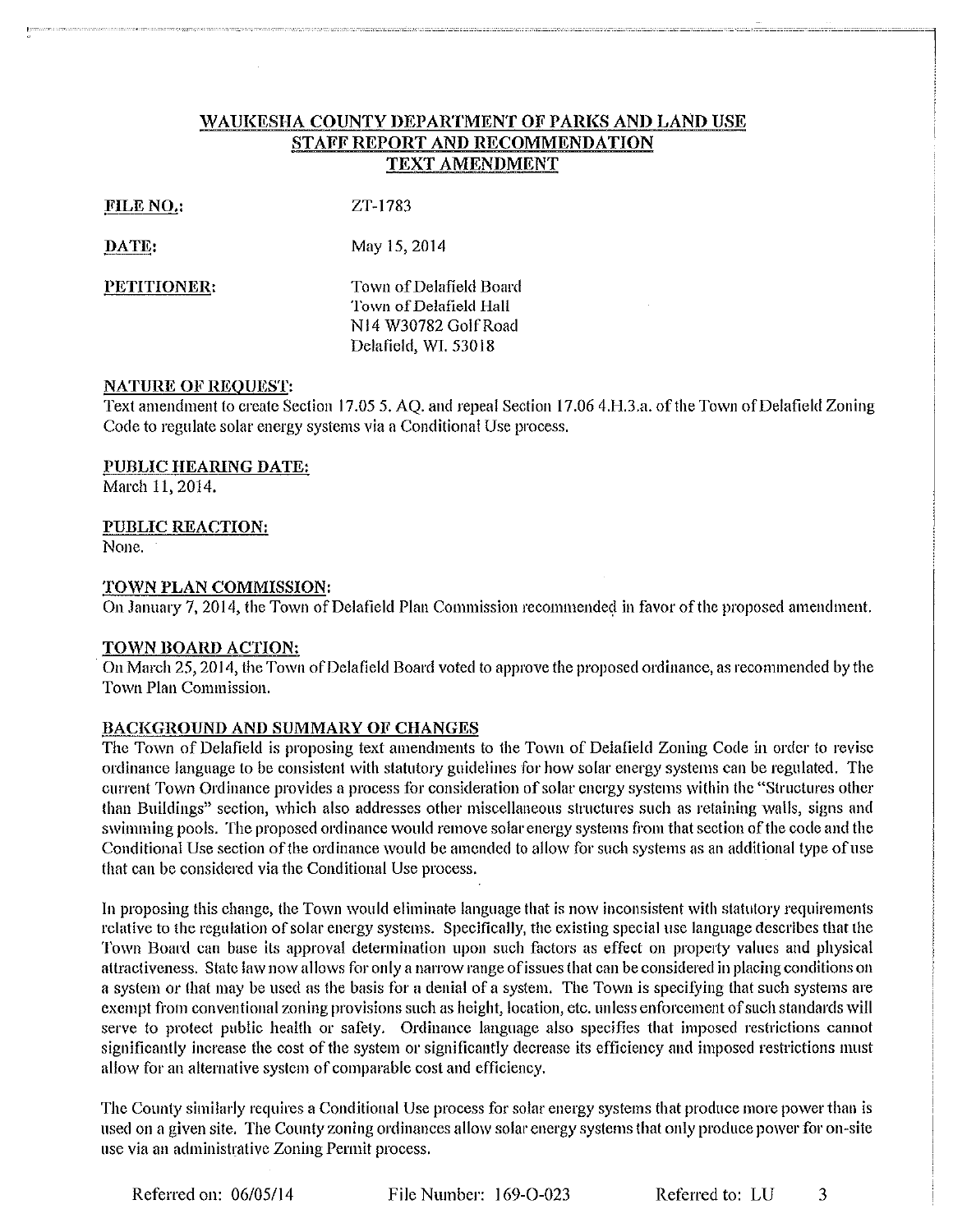# WAUKESHA COUNTY DEPARTMENT OF PARKS AND LAND USE
## STAFF REPORT AND RECOMMENDATION
## TEXT AMENDMENT

**FILE NO.:** ZT-1783

**DATE:** May 15, 2014

**PETITIONER:** Town of Delafield Board
Town of Delafield Hall
N14 W30782 Golf Road
Delafield, WI. 53018

**NATURE OF REQUEST:**
Text amendment to create Section 17.05 5. AQ. and repeal Section 17.06 4.H.3.a. of the Town of Delafield Zoning Code to regulate solar energy systems via a Conditional Use process.

**PUBLIC HEARING DATE:**
March 11, 2014.

**PUBLIC REACTION:**
None.

**TOWN PLAN COMMISSION:**
On January 7, 2014, the Town of Delafield Plan Commission recommended in favor of the proposed amendment.

**TOWN BOARD ACTION:**
On March 25, 2014, the Town of Delafield Board voted to approve the proposed ordinance, as recommended by the Town Plan Commission.

**BACKGROUND AND SUMMARY OF CHANGES**
The Town of Delafield is proposing text amendments to the Town of Delafield Zoning Code in order to revise ordinance language to be consistent with statutory guidelines for how solar energy systems can be regulated. The current Town Ordinance provides a process for consideration of solar energy systems within the "Structures other than Buildings" section, which also addresses other miscellaneous structures such as retaining walls, signs and swimming pools. The proposed ordinance would remove solar energy systems from that section of the code and the Conditional Use section of the ordinance would be amended to allow for such systems as an additional type of use that can be considered via the Conditional Use process.

In proposing this change, the Town would eliminate language that is now inconsistent with statutory requirements relative to the regulation of solar energy systems. Specifically, the existing special use language describes that the Town Board can base its approval determination upon such factors as effect on property values and physical attractiveness. State law now allows for only a narrow range of issues that can be considered in placing conditions on a system or that may be used as the basis for a denial of a system. The Town is specifying that such systems are exempt from conventional zoning provisions such as height, location, etc. unless enforcement of such standards will serve to protect public health or safety. Ordinance language also specifies that imposed restrictions cannot significantly increase the cost of the system or significantly decrease its efficiency and imposed restrictions must allow for an alternative system of comparable cost and efficiency.

The County similarly requires a Conditional Use process for solar energy systems that produce more power than is used on a given site. The County zoning ordinances allow solar energy systems that only produce power for on-site use via an administrative Zoning Permit process.

Referred on: 06/05/14 File Number: 169-O-023 Referred to: LU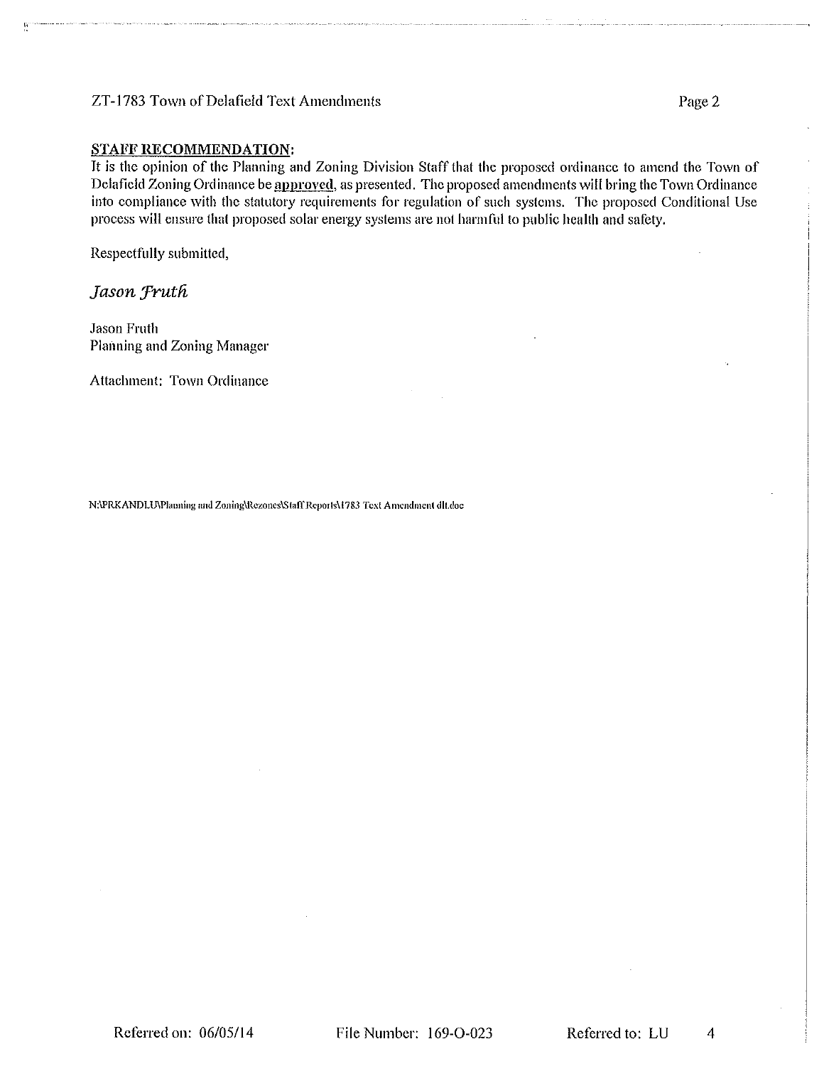**STAFF RECOMMENDATION:**

It is the opinion of the Planning and Zoning Division Staff that the proposed ordinance to amend the Town of Delafield Zoning Ordinance be **approved**, as presented. The proposed amendments will bring the Town Ordinance into compliance with the statutory requirements for regulation of such systems. The proposed Conditional Use process will ensure that proposed solar energy systems are not harmful to public health and safety.

Respectfully submitted,

*Jason Fruth*

Jason Fruth
Planning and Zoning Manager

Attachment: Town Ordinance

N:\PRKANDLU\Planning and Zoning\Rezones\Staff Reports\1783 Text Amendment dlt.doc

Referred on: 06/05/14 File Number: 169-O-023 Referred to: LU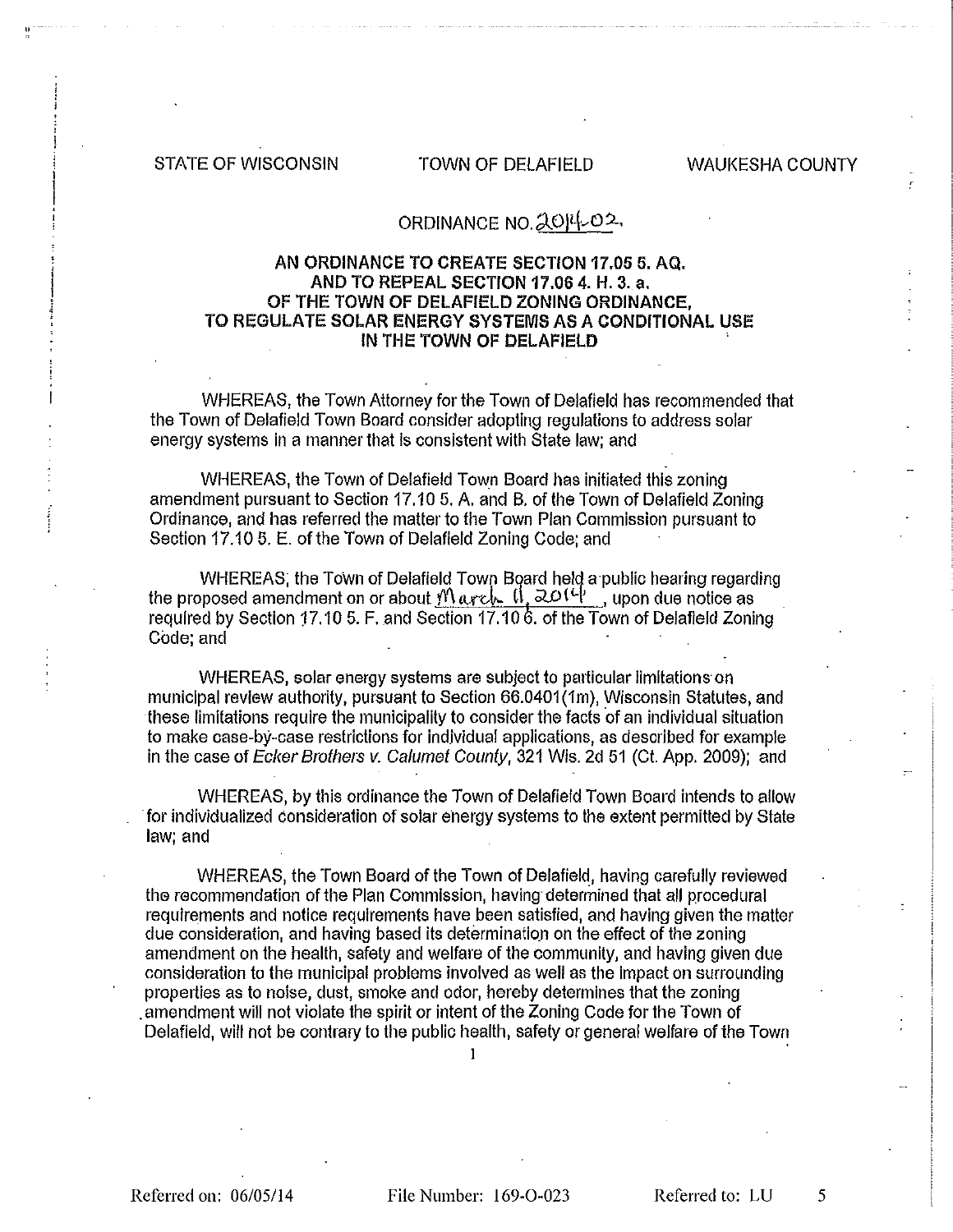STATE OF WISCONSIN TOWN OF DELAFIELD WAUKESHA COUNTY

ORDINANCE NO. 2014-02.

**AN ORDINANCE TO CREATE SECTION 17.05 5. AQ. AND TO REPEAL SECTION 17.06 4. H. 3. a. OF THE TOWN OF DELAFIELD ZONING ORDINANCE, TO REGULATE SOLAR ENERGY SYSTEMS AS A CONDITIONAL USE IN THE TOWN OF DELAFIELD**

WHEREAS, the Town Attorney for the Town of Delafield has recommended that the Town of Delafield Town Board consider adopting regulations to address solar energy systems in a manner that is consistent with State law; and

WHEREAS, the Town of Delafield Town Board has initiated this zoning amendment pursuant to Section 17.10 5. A. and B. of the Town of Delafield Zoning Ordinance, and has referred the matter to the Town Plan Commission pursuant to Section 17.10 5. E. of the Town of Delafield Zoning Code; and

WHEREAS, the Town of Delafield Town Board held a public hearing regarding the proposed amendment on or about March 11, 2014, upon due notice as required by Section 17.10 5. F. and Section 17.10 6. of the Town of Delafield Zoning Code; and

WHEREAS, solar energy systems are subject to particular limitations on municipal review authority, pursuant to Section 66.0401(1m), Wisconsin Statutes, and these limitations require the municipality to consider the facts of an individual situation to make case-by-case restrictions for individual applications, as described for example in the case of *Ecker Brothers v. Calumet County*, 321 Wis. 2d 51 (Ct. App. 2009); and

WHEREAS, by this ordinance the Town of Delafield Town Board intends to allow for individualized consideration of solar energy systems to the extent permitted by State law; and

WHEREAS, the Town Board of the Town of Delafield, having carefully reviewed the recommendation of the Plan Commission, having determined that all procedural requirements and notice requirements have been satisfied, and having given the matter due consideration, and having based its determination on the effect of the zoning amendment on the health, safety and welfare of the community, and having given due consideration to the municipal problems involved as well as the impact on surrounding properties as to noise, dust, smoke and odor, hereby determines that the zoning amendment will not violate the spirit or intent of the Zoning Code for the Town of Delafield, will not be contrary to the public health, safety or general welfare of the Town

Referred on: 06/05/14 File Number: 169-O-023 Referred to: LU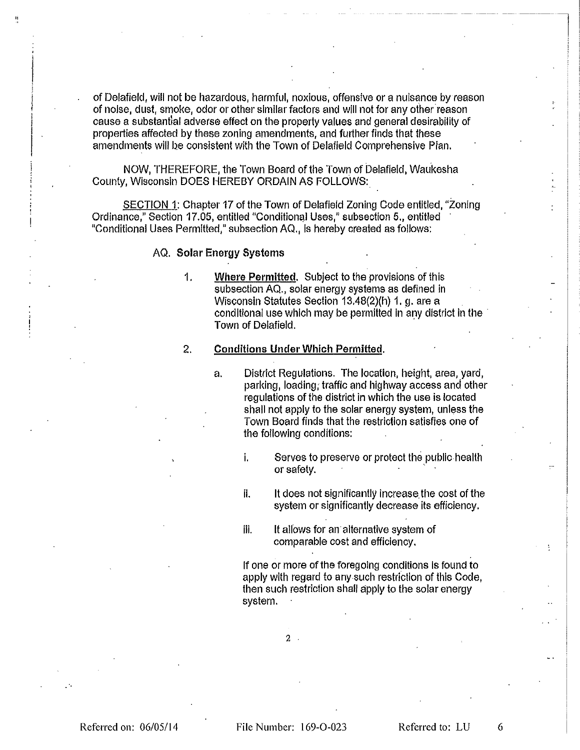of Delafield, will not be hazardous, harmful, noxious, offensive or a nuisance by reason of noise, dust, smoke, odor or other similar factors and will not for any other reason cause a substantial adverse effect on the property values and general desirability of properties affected by these zoning amendments, and further finds that these amendments will be consistent with the Town of Delafield Comprehensive Plan.

NOW, THEREFORE, the Town Board of the Town of Delafield, Waukesha County, Wisconsin DOES HEREBY ORDAIN AS FOLLOWS:

SECTION 1: Chapter 17 of the Town of Delafield Zoning Code entitled, "Zoning Ordinance," Section 17.05, entitled "Conditional Uses," subsection 5., entitled "Conditional Uses Permitted," subsection AQ., is hereby created as follows:

AQ. **Solar Energy Systems**

1. **Where Permitted.** Subject to the provisions of this subsection AQ., solar energy systems as defined in Wisconsin Statutes Section 13.48(2)(h) 1. g. are a conditional use which may be permitted in any district in the Town of Delafield.

2. **Conditions Under Which Permitted.**

   a. District Regulations. The location, height, area, yard, parking, loading, traffic and highway access and other regulations of the district in which the use is located shall not apply to the solar energy system, unless the Town Board finds that the restriction satisfies one of the following conditions:

      i. Serves to preserve or protect the public health or safety.

      ii. It does not significantly increase the cost of the system or significantly decrease its efficiency.

      iii. It allows for an alternative system of comparable cost and efficiency.

   If one or more of the foregoing conditions is found to apply with regard to any such restriction of this Code, then such restriction shall apply to the solar energy system.

Referred on: 06/05/14 File Number: 169-O-023 Referred to: LU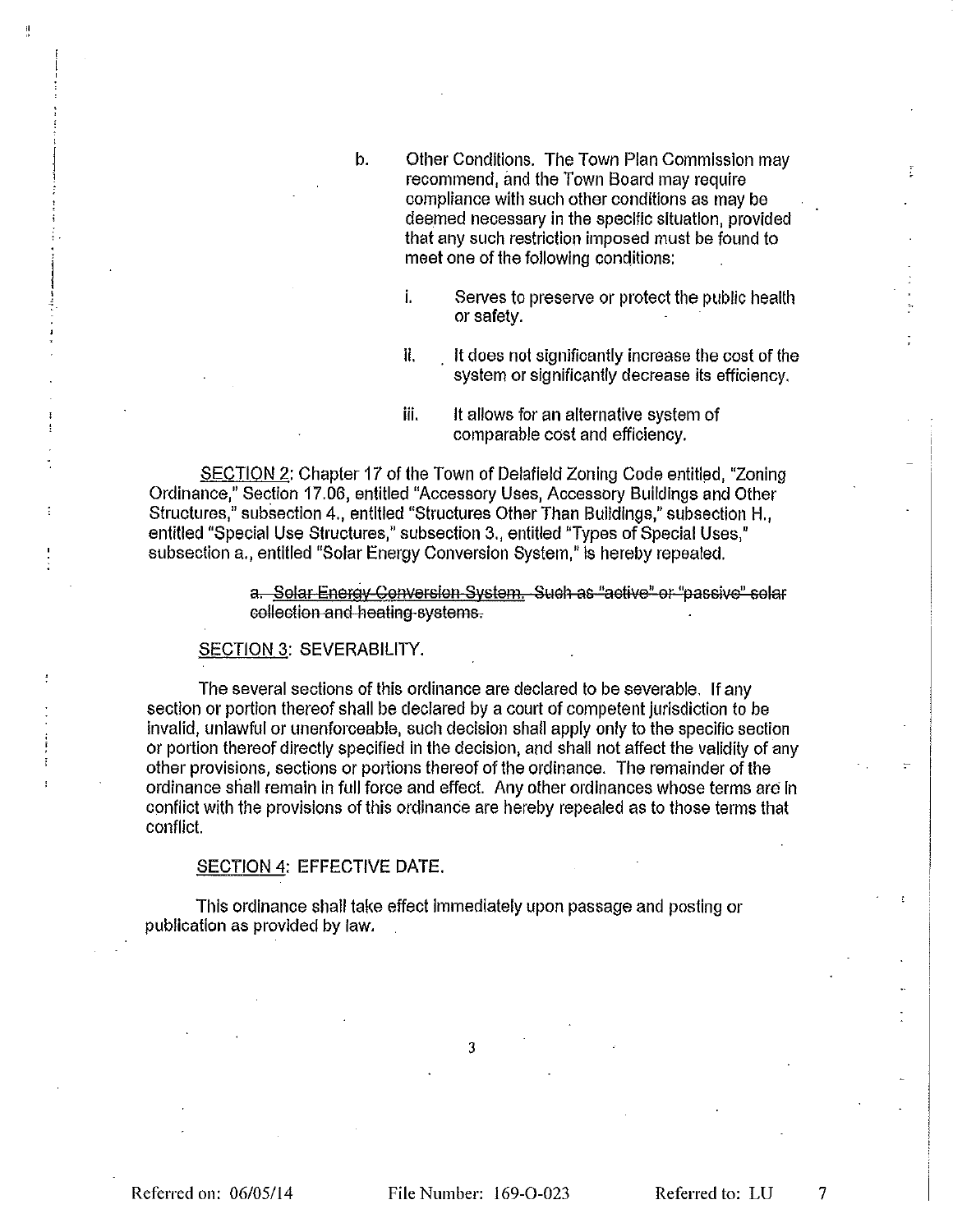b. Other Conditions. The Town Plan Commission may recommend, and the Town Board may require compliance with such other conditions as may be deemed necessary in the specific situation, provided that any such restriction imposed must be found to meet one of the following conditions:

   i. Serves to preserve or protect the public health or safety.

   ii. It does not significantly increase the cost of the system or significantly decrease its efficiency.

   iii. It allows for an alternative system of comparable cost and efficiency.

<u>SECTION 2</u>: Chapter 17 of the Town of Delafield Zoning Code entitled, "Zoning Ordinance," Section 17.06, entitled "Accessory Uses, Accessory Buildings and Other Structures," subsection 4., entitled "Structures Other Than Buildings," subsection H., entitled "Special Use Structures," subsection 3., entitled "Types of Special Uses," subsection a., entitled "Solar Energy Conversion System," is hereby repealed.

> ~~a. Solar Energy Conversion System. Such as "active" or "passive" solar collection and heating systems.~~

<u>SECTION 3</u>: SEVERABILITY.

The several sections of this ordinance are declared to be severable. If any section or portion thereof shall be declared by a court of competent jurisdiction to be invalid, unlawful or unenforceable, such decision shall apply only to the specific section or portion thereof directly specified in the decision, and shall not affect the validity of any other provisions, sections or portions thereof of the ordinance. The remainder of the ordinance shall remain in full force and effect. Any other ordinances whose terms are in conflict with the provisions of this ordinance are hereby repealed as to those terms that conflict.

<u>SECTION 4</u>: EFFECTIVE DATE.

This ordinance shall take effect immediately upon passage and posting or publication as provided by law.

Referred on: 06/05/14 File Number: 169-O-023 Referred to: LU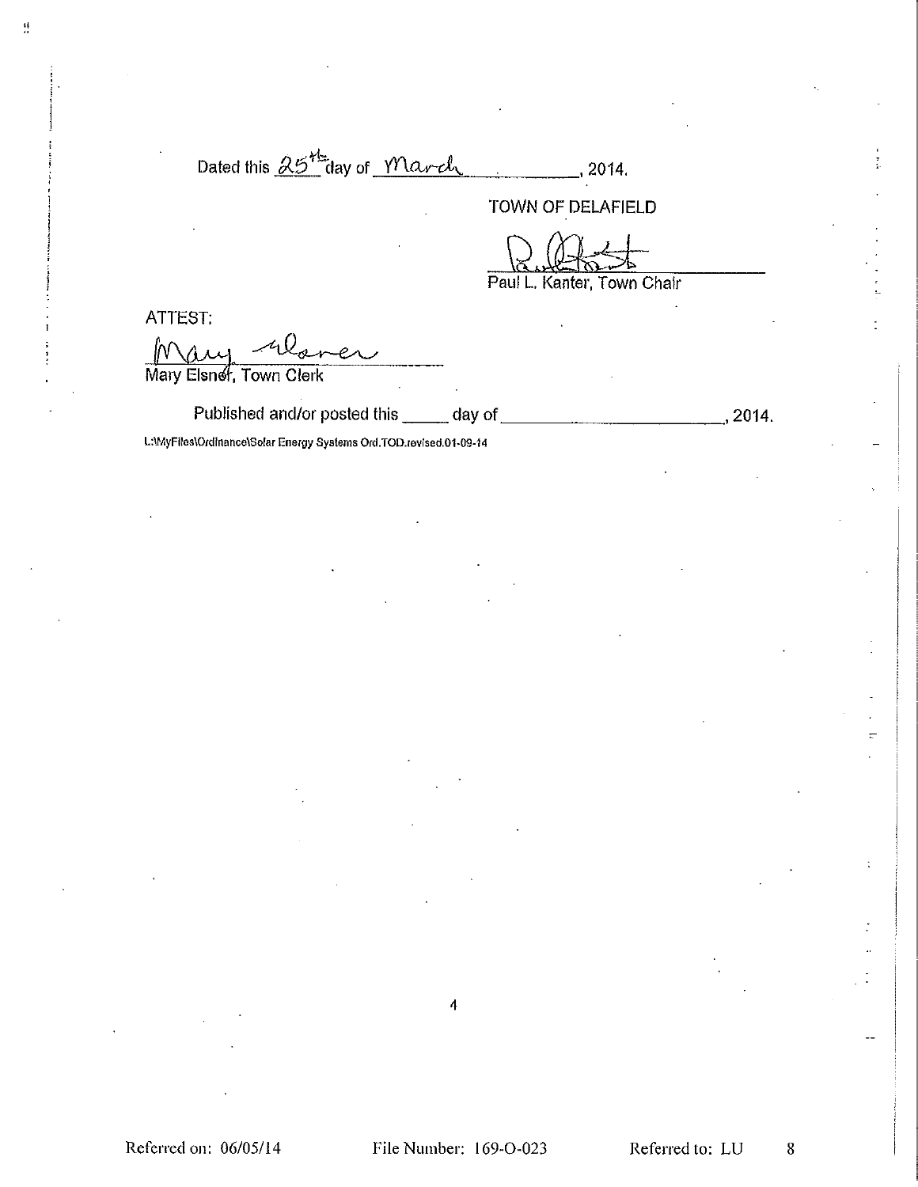Dated this 25th day of March, 2014.

TOWN OF DELAFIELD

Paul L. Kanter, Town Chair

ATTEST:

Mary Elsner, Town Clerk

Published and/or posted this \_\_\_\_\_ day of \_\_\_\_\_\_\_\_\_\_\_\_\_\_\_\_\_\_\_\_\_\_\_\_, 2014.

L:\MyFiles\Ordinance\Solar Energy Systems Ord.TOD.revised.01-09-14

Referred on: 06/05/14    File Number: 169-O-023    Referred to: LU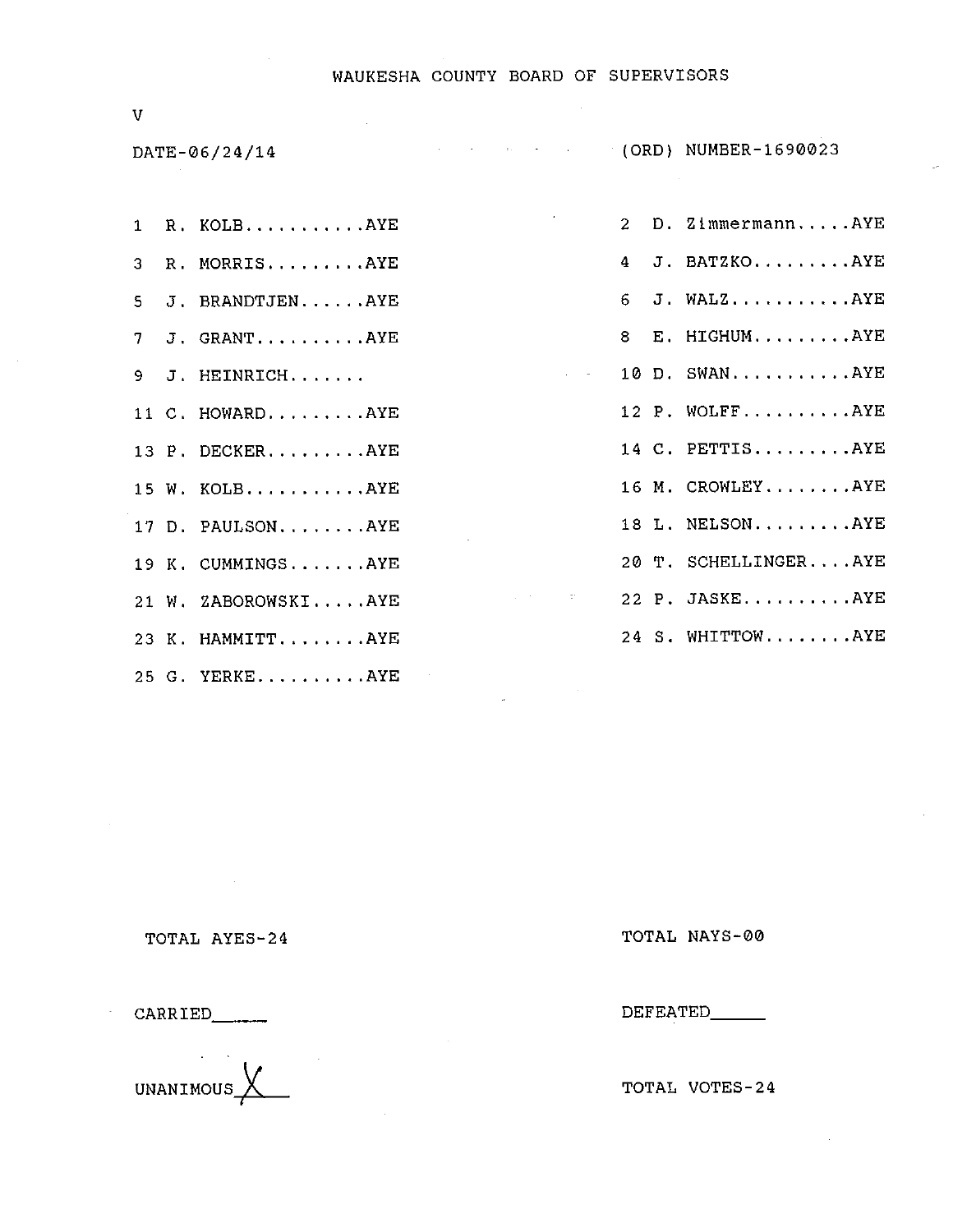# WAUKESHA COUNTY BOARD OF SUPERVISORS

V

DATE-06/24/14 (ORD) NUMBER-1690023

| | |
|---|---|
| 1 R. KOLB...........AYE | 2 D. Zimmermann.....AYE |
| 3 R. MORRIS.........AYE | 4 J. BATZKO.........AYE |
| 5 J. BRANDTJEN......AYE | 6 J. WALZ...........AYE |
| 7 J. GRANT..........AYE | 8 E. HIGHUM.........AYE |
| 9 J. HEINRICH....... | 10 D. SWAN...........AYE |
| 11 C. HOWARD.........AYE | 12 P. WOLFF..........AYE |
| 13 P. DECKER.........AYE | 14 C. PETTIS.........AYE |
| 15 W. KOLB...........AYE | 16 M. CROWLEY........AYE |
| 17 D. PAULSON........AYE | 18 L. NELSON.........AYE |
| 19 K. CUMMINGS.......AYE | 20 T. SCHELLINGER....AYE |
| 21 W. ZABOROWSKI.....AYE | 22 P. JASKE..........AYE |
| 23 K. HAMMITT........AYE | 24 S. WHITTOW........AYE |
| 25 G. YERKE..........AYE | |

TOTAL AYES-24 TOTAL NAYS-00

CARRIED_____ DEFEATED_____

UNANIMOUS X TOTAL VOTES-24